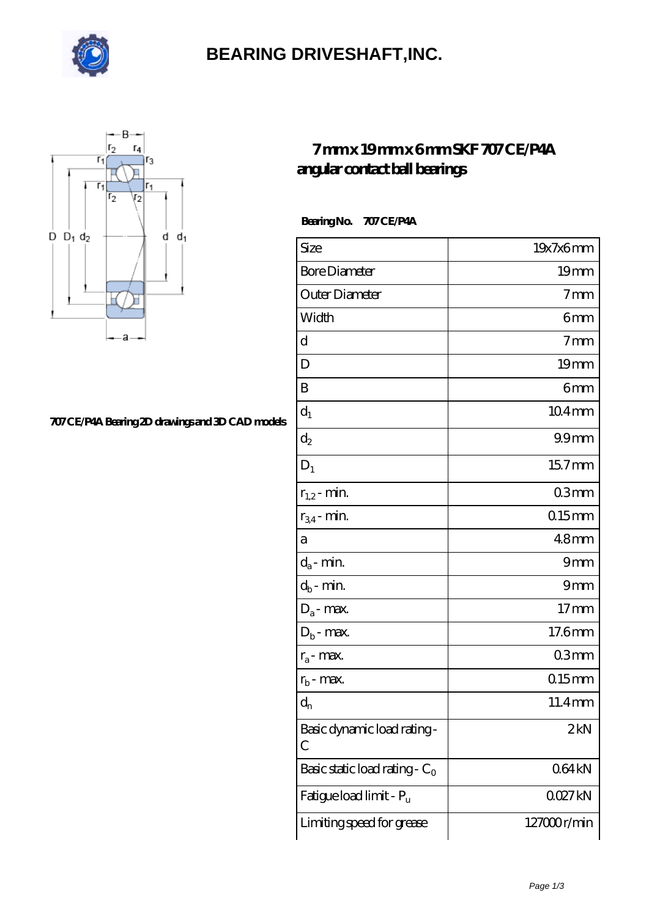# BEARING DRIVESHAFT,INC.

## 7 mm x 19 mm x 6 mm SKF 707 CE/P4A angular contact ball bearings

707 CE/P4A Bearing 2D drawings and 3D CAD models

**Bearing No.** 707 CE/P4A

| Size | 19x7x6 mm |
|---|---|
| Bore Diameter | 19 mm |
| Outer Diameter | 7 mm |
| Width | 6 mm |
| d | 7 mm |
| D | 19 mm |
| B | 6 mm |
| $d_1$ | 10.4 mm |
| $d_2$ | 9.9 mm |
| $D_1$ | 15.7 mm |
| $r_{1,2}$ - min. | 0.3 mm |
| $r_{3,4}$ - min. | 0.15 mm |
| a | 4.8 mm |
| $d_a$ - min. | 9 mm |
| $d_b$ - min. | 9 mm |
| $D_a$ - max. | 17 mm |
| $D_b$ - max. | 17.6 mm |
| $r_a$ - max. | 0.3 mm |
| $r_b$ - max. | 0.15 mm |
| $d_n$ | 11.4 mm |
| Basic dynamic load rating - C | 2 kN |
| Basic static load rating - $C_0$ | 0.64 kN |
| Fatigue load limit - $P_u$ | 0.027 kN |
| Limiting speed for grease | 127000 r/min |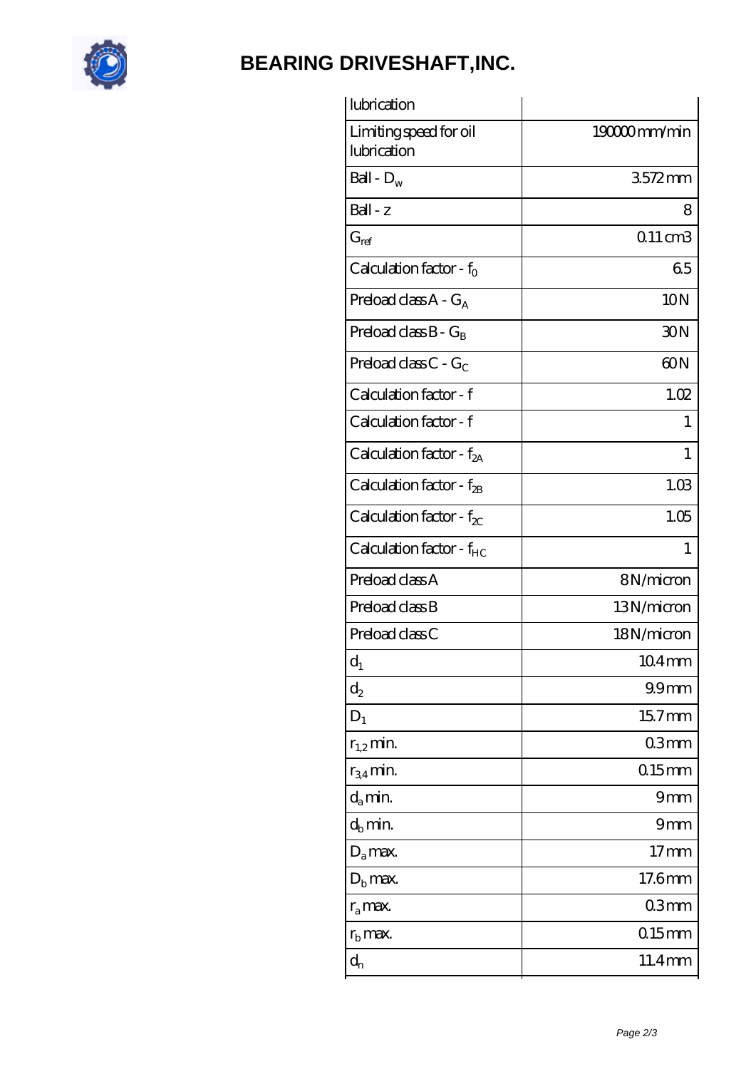# BEARING DRIVESHAFT,INC.

| lubrication | |
|---|---|
| Limiting speed for oil lubrication | 190000 mm/min |
| Ball - $D_w$ | 3.572 mm |
| Ball - z | 8 |
| $G_{ref}$ | 0.11 cm3 |
| Calculation factor - $f_0$ | 6.5 |
| Preload class A - $G_A$ | 10 N |
| Preload class B - $G_B$ | 30 N |
| Preload class C - $G_C$ | 60 N |
| Calculation factor - f | 1.02 |
| Calculation factor - f | 1 |
| Calculation factor - $f_{2A}$ | 1 |
| Calculation factor - $f_{2B}$ | 1.03 |
| Calculation factor - $f_{2C}$ | 1.05 |
| Calculation factor - $f_{HC}$ | 1 |
| Preload class A | 8 N/micron |
| Preload class B | 13 N/micron |
| Preload class C | 18 N/micron |
| $d_1$ | 10.4 mm |
| $d_2$ | 9.9 mm |
| $D_1$ | 15.7 mm |
| $r_{1,2}$ min. | 0.3 mm |
| $r_{3,4}$ min. | 0.15 mm |
| $d_a$ min. | 9 mm |
| $d_b$ min. | 9 mm |
| $D_a$ max. | 17 mm |
| $D_b$ max. | 17.6 mm |
| $r_a$ max. | 0.3 mm |
| $r_b$ max. | 0.15 mm |
| $d_n$ | 11.4 mm |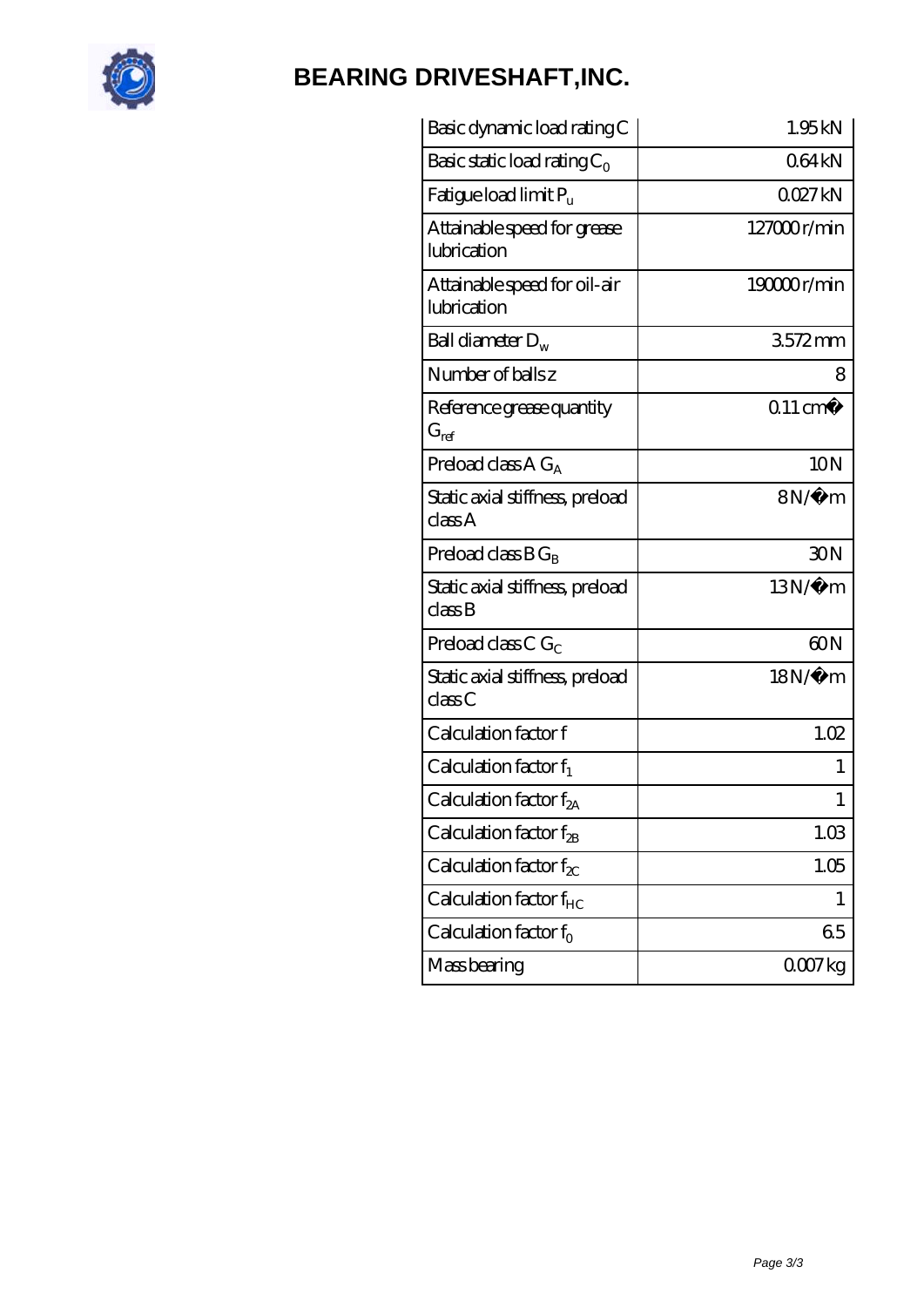# BEARING DRIVESHAFT,INC.

| | |
|---|---|
| Basic dynamic load rating C | 1.95 kN |
| Basic static load rating $C_0$ | 0.64 kN |
| Fatigue load limit $P_u$ | 0.027 kN |
| Attainable speed for grease lubrication | 127000 r/min |
| Attainable speed for oil-air lubrication | 190000 r/min |
| Ball diameter $D_w$ | 3.572 mm |
| Number of balls z | 8 |
| Reference grease quantity $G_{ref}$ | 0.11 cm� |
| Preload class A $G_A$ | 10 N |
| Static axial stiffness, preload class A | 8 N/�m |
| Preload class B $G_B$ | 30 N |
| Static axial stiffness, preload class B | 13 N/�m |
| Preload class C $G_C$ | 60 N |
| Static axial stiffness, preload class C | 18 N/�m |
| Calculation factor f | 1.02 |
| Calculation factor $f_1$ | 1 |
| Calculation factor $f_{2A}$ | 1 |
| Calculation factor $f_{2B}$ | 1.03 |
| Calculation factor $f_{2C}$ | 1.05 |
| Calculation factor $f_{HC}$ | 1 |
| Calculation factor $f_0$ | 6.5 |
| Mass bearing | 0.007 kg |